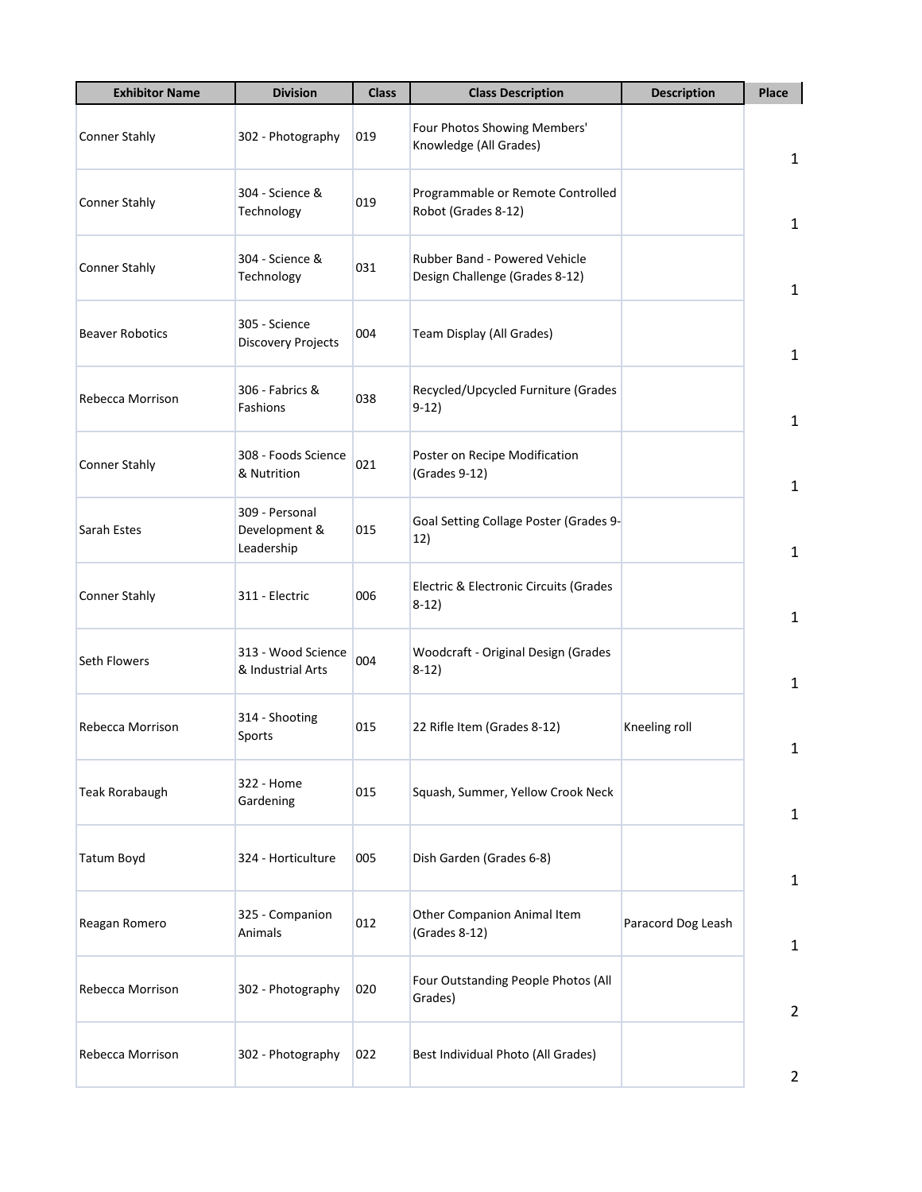| Exhibitor Name | Division | Class | Class Description | Description | Place |
| --- | --- | --- | --- | --- | --- |
| Conner Stahly | 302 - Photography | 019 | Four Photos Showing Members' Knowledge (All Grades) | | 1 |
| Conner Stahly | 304 - Science & Technology | 019 | Programmable or Remote Controlled Robot (Grades 8-12) | | 1 |
| Conner Stahly | 304 - Science & Technology | 031 | Rubber Band - Powered Vehicle Design Challenge (Grades 8-12) | | 1 |
| Beaver Robotics | 305 - Science Discovery Projects | 004 | Team Display (All Grades) | | 1 |
| Rebecca Morrison | 306 - Fabrics & Fashions | 038 | Recycled/Upcycled Furniture (Grades 9-12) | | 1 |
| Conner Stahly | 308 - Foods Science & Nutrition | 021 | Poster on Recipe Modification (Grades 9-12) | | 1 |
| Sarah Estes | 309 - Personal Development & Leadership | 015 | Goal Setting Collage Poster (Grades 9-12) | | 1 |
| Conner Stahly | 311 - Electric | 006 | Electric & Electronic Circuits (Grades 8-12) | | 1 |
| Seth Flowers | 313 - Wood Science & Industrial Arts | 004 | Woodcraft - Original Design (Grades 8-12) | | 1 |
| Rebecca Morrison | 314 - Shooting Sports | 015 | 22 Rifle Item (Grades 8-12) | Kneeling roll | 1 |
| Teak Rorabaugh | 322 - Home Gardening | 015 | Squash, Summer, Yellow Crook Neck | | 1 |
| Tatum Boyd | 324 - Horticulture | 005 | Dish Garden (Grades 6-8) | | 1 |
| Reagan Romero | 325 - Companion Animals | 012 | Other Companion Animal Item (Grades 8-12) | Paracord Dog Leash | 1 |
| Rebecca Morrison | 302 - Photography | 020 | Four Outstanding People Photos (All Grades) | | 2 |
| Rebecca Morrison | 302 - Photography | 022 | Best Individual Photo (All Grades) | | 2 |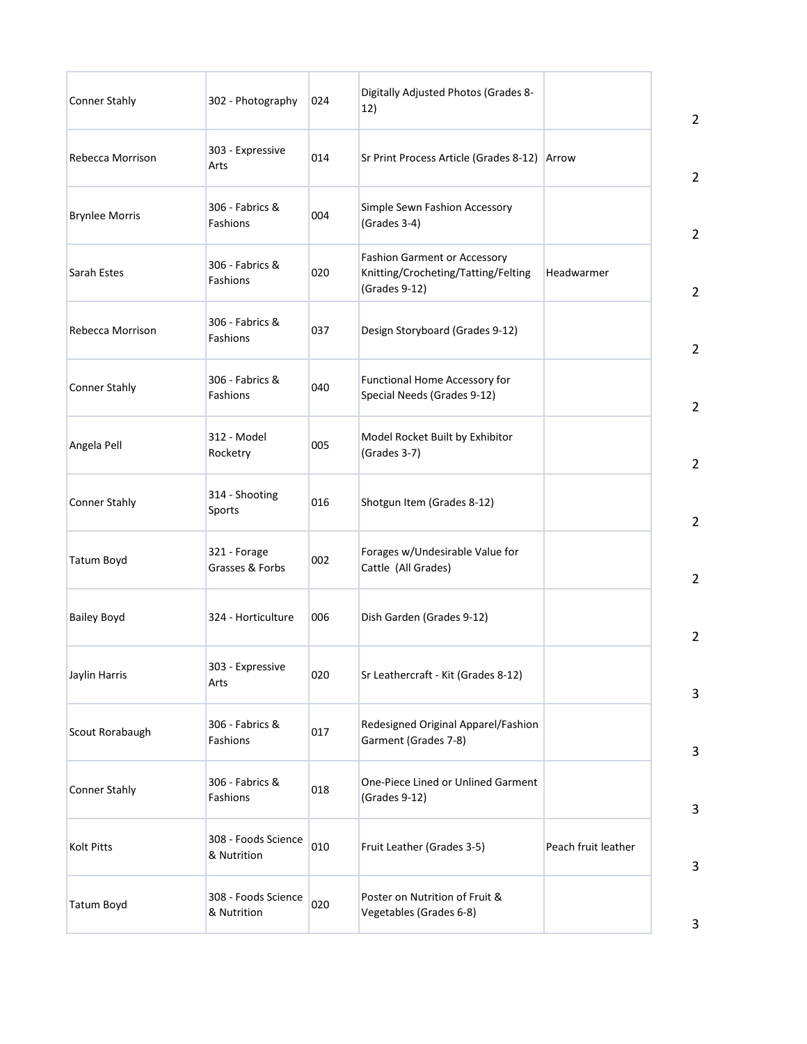|  |  |  |  |  |  |
|---|---|---|---|---|---|
| Conner Stahly | 302 - Photography | 024 | Digitally Adjusted Photos (Grades 8-12) |  | 2 |
| Rebecca Morrison | 303 - Expressive Arts | 014 | Sr Print Process Article (Grades 8-12) | Arrow | 2 |
| Brynlee Morris | 306 - Fabrics & Fashions | 004 | Simple Sewn Fashion Accessory (Grades 3-4) |  | 2 |
| Sarah Estes | 306 - Fabrics & Fashions | 020 | Fashion Garment or Accessory Knitting/Crocheting/Tatting/Felting (Grades 9-12) | Headwarmer | 2 |
| Rebecca Morrison | 306 - Fabrics & Fashions | 037 | Design Storyboard (Grades 9-12) |  | 2 |
| Conner Stahly | 306 - Fabrics & Fashions | 040 | Functional Home Accessory for Special Needs (Grades 9-12) |  | 2 |
| Angela Pell | 312 - Model Rocketry | 005 | Model Rocket Built by Exhibitor (Grades 3-7) |  | 2 |
| Conner Stahly | 314 - Shooting Sports | 016 | Shotgun Item (Grades 8-12) |  | 2 |
| Tatum Boyd | 321 - Forage Grasses & Forbs | 002 | Forages w/Undesirable Value for Cattle (All Grades) |  | 2 |
| Bailey Boyd | 324 - Horticulture | 006 | Dish Garden (Grades 9-12) |  | 2 |
| Jaylin Harris | 303 - Expressive Arts | 020 | Sr Leathercraft - Kit (Grades 8-12) |  | 3 |
| Scout Rorabaugh | 306 - Fabrics & Fashions | 017 | Redesigned Original Apparel/Fashion Garment (Grades 7-8) |  | 3 |
| Conner Stahly | 306 - Fabrics & Fashions | 018 | One-Piece Lined or Unlined Garment (Grades 9-12) |  | 3 |
| Kolt Pitts | 308 - Foods Science & Nutrition | 010 | Fruit Leather (Grades 3-5) | Peach fruit leather | 3 |
| Tatum Boyd | 308 - Foods Science & Nutrition | 020 | Poster on Nutrition of Fruit & Vegetables (Grades 6-8) |  | 3 |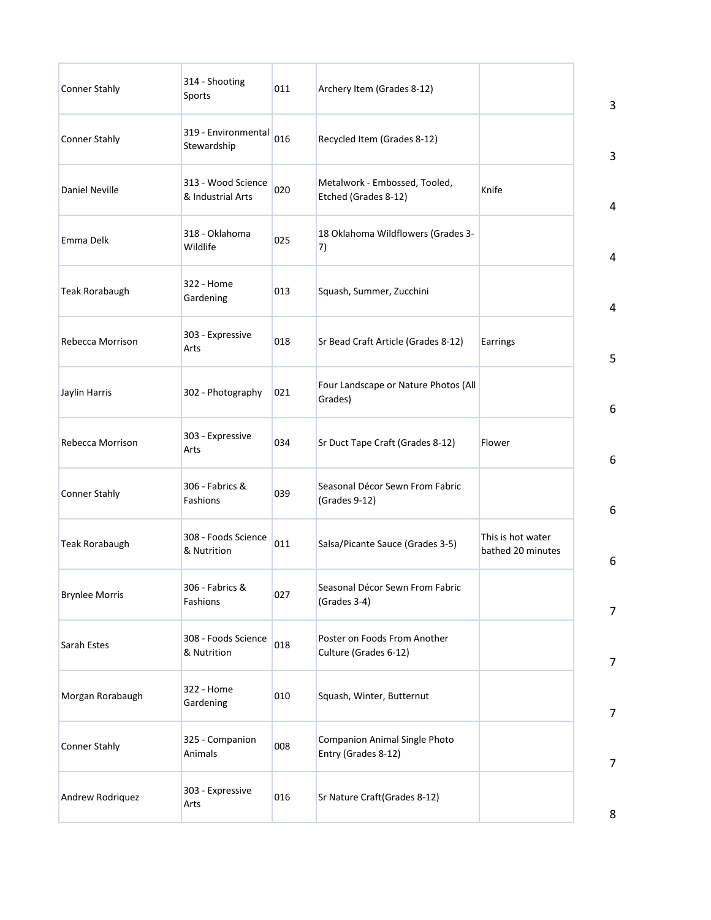| | | | | | |
|---|---|---|---|---|---|
| Conner Stahly | 314 - Shooting Sports | 011 | Archery Item (Grades 8-12) | | 3 |
| Conner Stahly | 319 - Environmental Stewardship | 016 | Recycled Item (Grades 8-12) | | 3 |
| Daniel Neville | 313 - Wood Science & Industrial Arts | 020 | Metalwork - Embossed, Tooled, Etched (Grades 8-12) | Knife | 4 |
| Emma Delk | 318 - Oklahoma Wildlife | 025 | 18 Oklahoma Wildflowers (Grades 3-7) | | 4 |
| Teak Rorabaugh | 322 - Home Gardening | 013 | Squash, Summer, Zucchini | | 4 |
| Rebecca Morrison | 303 - Expressive Arts | 018 | Sr Bead Craft Article (Grades 8-12) | Earrings | 5 |
| Jaylin Harris | 302 - Photography | 021 | Four Landscape or Nature Photos (All Grades) | | 6 |
| Rebecca Morrison | 303 - Expressive Arts | 034 | Sr Duct Tape Craft (Grades 8-12) | Flower | 6 |
| Conner Stahly | 306 - Fabrics & Fashions | 039 | Seasonal Décor Sewn From Fabric (Grades 9-12) | | 6 |
| Teak Rorabaugh | 308 - Foods Science & Nutrition | 011 | Salsa/Picante Sauce (Grades 3-5) | This is hot water bathed 20 minutes | 6 |
| Brynlee Morris | 306 - Fabrics & Fashions | 027 | Seasonal Décor Sewn From Fabric (Grades 3-4) | | 7 |
| Sarah Estes | 308 - Foods Science & Nutrition | 018 | Poster on Foods From Another Culture (Grades 6-12) | | 7 |
| Morgan Rorabaugh | 322 - Home Gardening | 010 | Squash, Winter, Butternut | | 7 |
| Conner Stahly | 325 - Companion Animals | 008 | Companion Animal Single Photo Entry (Grades 8-12) | | 7 |
| Andrew Rodriquez | 303 - Expressive Arts | 016 | Sr Nature Craft(Grades 8-12) | | 8 |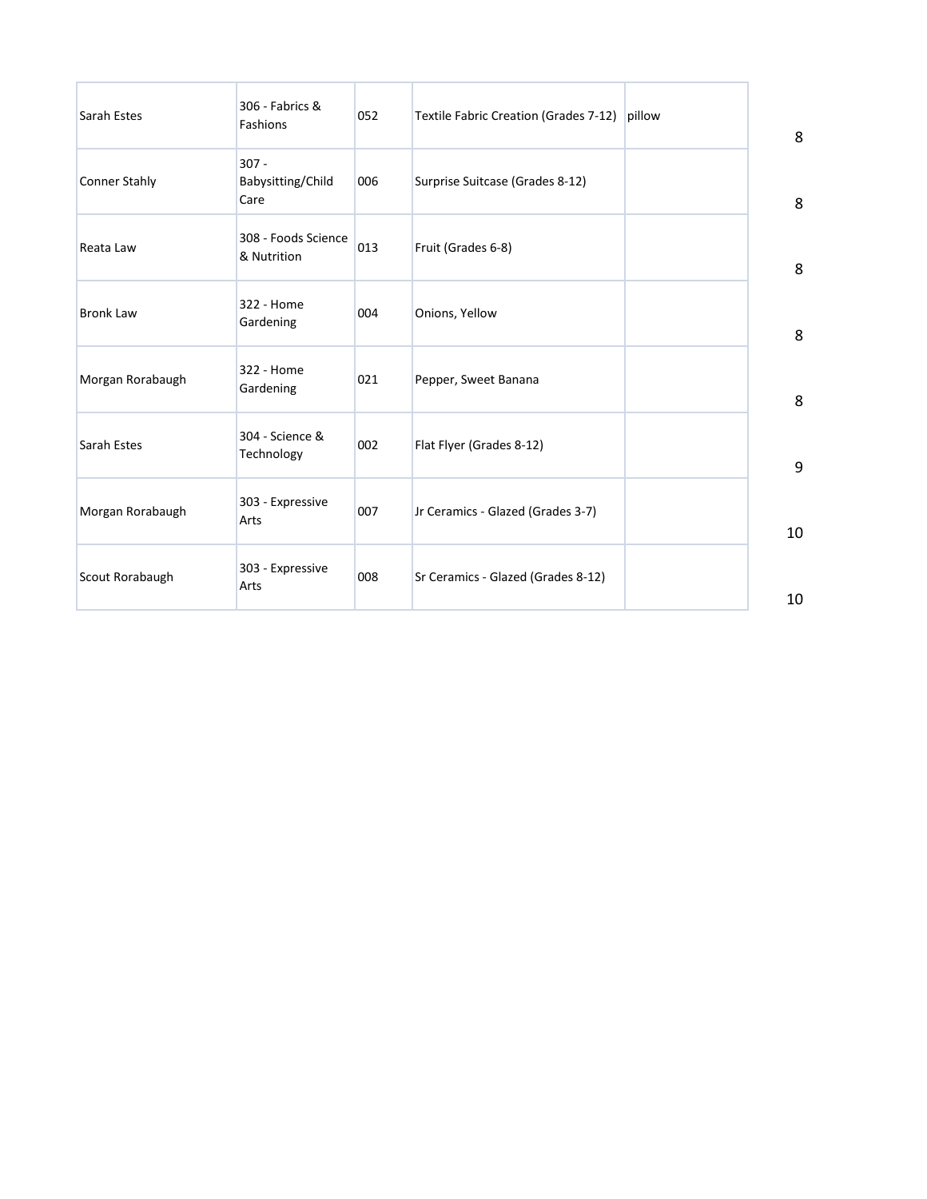| | | | | | |
|---|---|---|---|---|---|
| Sarah Estes | 306 - Fabrics & Fashions | 052 | Textile Fabric Creation (Grades 7-12) | pillow | 8 |
| Conner Stahly | 307 - Babysitting/Child Care | 006 | Surprise Suitcase (Grades 8-12) | | 8 |
| Reata Law | 308 - Foods Science & Nutrition | 013 | Fruit (Grades 6-8) | | 8 |
| Bronk Law | 322 - Home Gardening | 004 | Onions, Yellow | | 8 |
| Morgan Rorabaugh | 322 - Home Gardening | 021 | Pepper, Sweet Banana | | 8 |
| Sarah Estes | 304 - Science & Technology | 002 | Flat Flyer (Grades 8-12) | | 9 |
| Morgan Rorabaugh | 303 - Expressive Arts | 007 | Jr Ceramics - Glazed (Grades 3-7) | | 10 |
| Scout Rorabaugh | 303 - Expressive Arts | 008 | Sr Ceramics - Glazed (Grades 8-12) | | 10 |